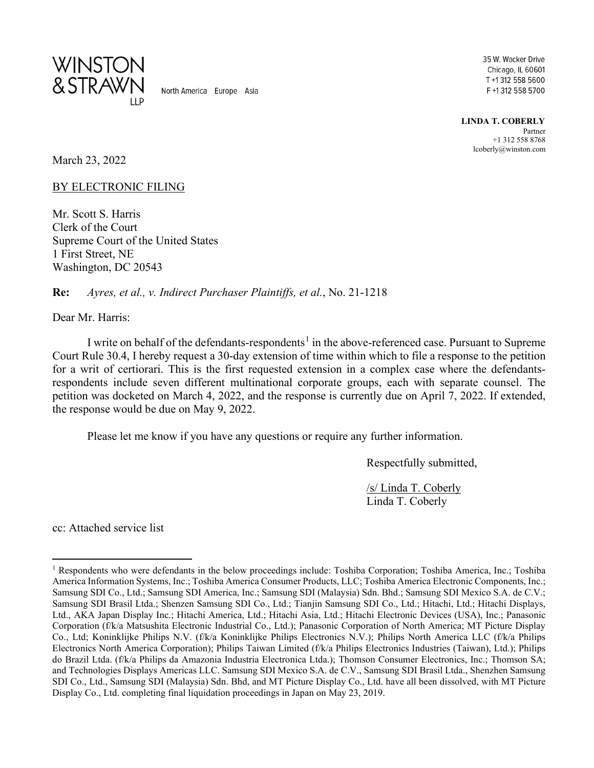WINSTON & STRAWN LLP

North America Europe Asia

35 W. Wacker Drive
Chicago, IL 60601
T +1 312 558 5600
F +1 312 558 5700

**LINDA T. COBERLY**
Partner
+1 312 558 8768
lcoberly@winston.com

March 23, 2022

BY ELECTRONIC FILING

Mr. Scott S. Harris
Clerk of the Court
Supreme Court of the United States
1 First Street, NE
Washington, DC 20543

**Re:** *Ayres, et al., v. Indirect Purchaser Plaintiffs, et al.*, No. 21-1218

Dear Mr. Harris:

I write on behalf of the defendants-respondents[1] in the above-referenced case. Pursuant to Supreme Court Rule 30.4, I hereby request a 30-day extension of time within which to file a response to the petition for a writ of certiorari. This is the first requested extension in a complex case where the defendants-respondents include seven different multinational corporate groups, each with separate counsel. The petition was docketed on March 4, 2022, and the response is currently due on April 7, 2022. If extended, the response would be due on May 9, 2022.

Please let me know if you have any questions or require any further information.

Respectfully submitted,

/s/ Linda T. Coberly
Linda T. Coberly

cc: Attached service list

---

[1] Respondents who were defendants in the below proceedings include: Toshiba Corporation; Toshiba America, Inc.; Toshiba America Information Systems, Inc.; Toshiba America Consumer Products, LLC; Toshiba America Electronic Components, Inc.; Samsung SDI Co., Ltd.; Samsung SDI America, Inc.; Samsung SDI (Malaysia) Sdn. Bhd.; Samsung SDI Mexico S.A. de C.V.; Samsung SDI Brasil Ltda.; Shenzen Samsung SDI Co., Ltd.; Tianjin Samsung SDI Co., Ltd.; Hitachi, Ltd.; Hitachi Displays, Ltd., AKA Japan Display Inc.; Hitachi America, Ltd.; Hitachi Asia, Ltd.; Hitachi Electronic Devices (USA), Inc.; Panasonic Corporation (f/k/a Matsushita Electronic Industrial Co., Ltd.); Panasonic Corporation of North America; MT Picture Display Co., Ltd; Koninklijke Philips N.V. (f/k/a Koninklijke Philips Electronics N.V.); Philips North America LLC (f/k/a Philips Electronics North America Corporation); Philips Taiwan Limited (f/k/a Philips Electronics Industries (Taiwan), Ltd.); Philips do Brazil Ltda. (f/k/a Philips da Amazonia Industria Electronica Ltda.); Thomson Consumer Electronics, Inc.; Thomson SA; and Technologies Displays Americas LLC. Samsung SDI Mexico S.A. de C.V., Samsung SDI Brasil Ltda., Shenzhen Samsung SDI Co., Ltd., Samsung SDI (Malaysia) Sdn. Bhd, and MT Picture Display Co., Ltd. have all been dissolved, with MT Picture Display Co., Ltd. completing final liquidation proceedings in Japan on May 23, 2019.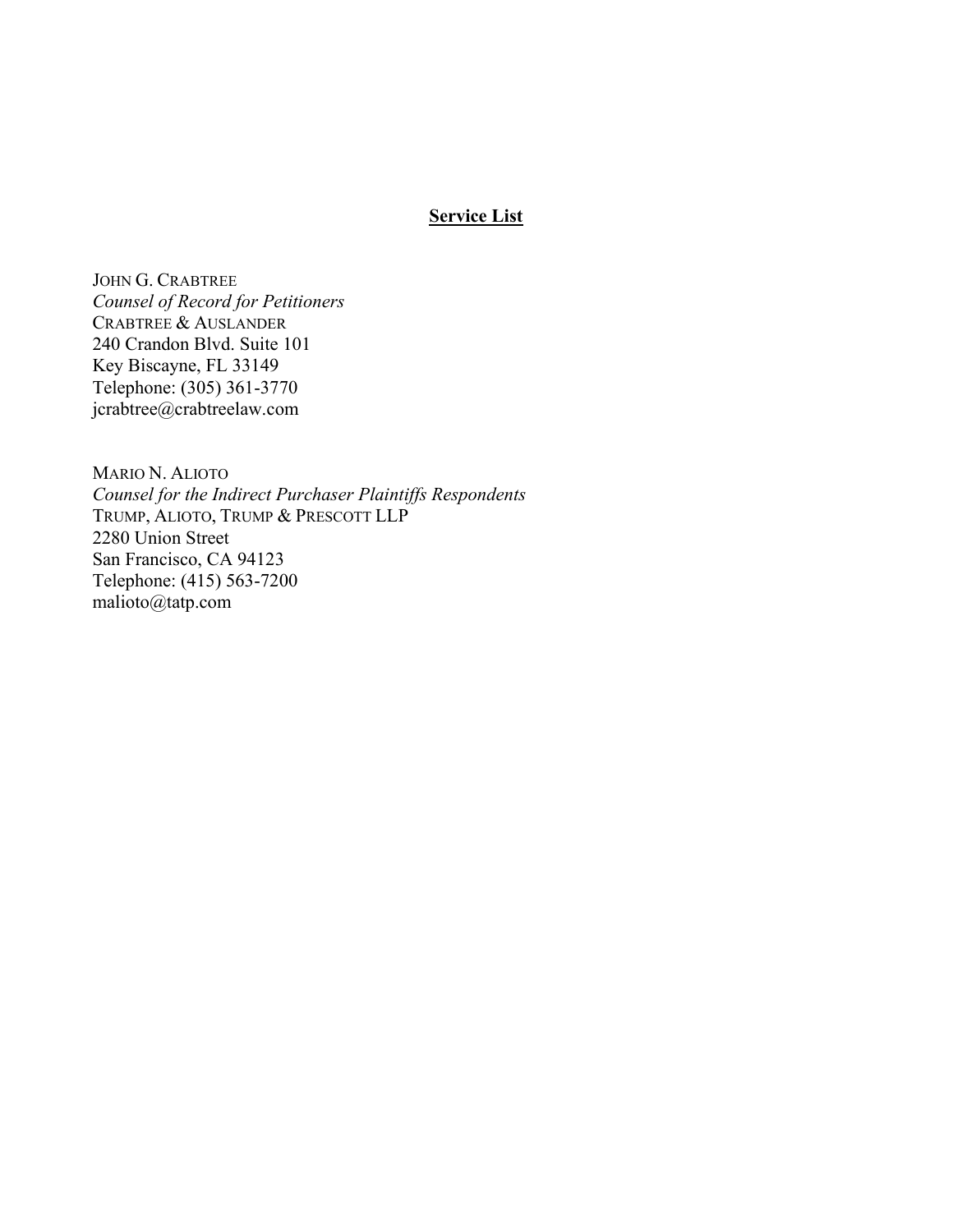**Service List**

JOHN G. CRABTREE
*Counsel of Record for Petitioners*
CRABTREE & AUSLANDER
240 Crandon Blvd. Suite 101
Key Biscayne, FL 33149
Telephone: (305) 361-3770
jcrabtree@crabtreelaw.com

MARIO N. ALIOTO
*Counsel for the Indirect Purchaser Plaintiffs Respondents*
TRUMP, ALIOTO, TRUMP & PRESCOTT LLP
2280 Union Street
San Francisco, CA 94123
Telephone: (415) 563-7200
malioto@tatp.com